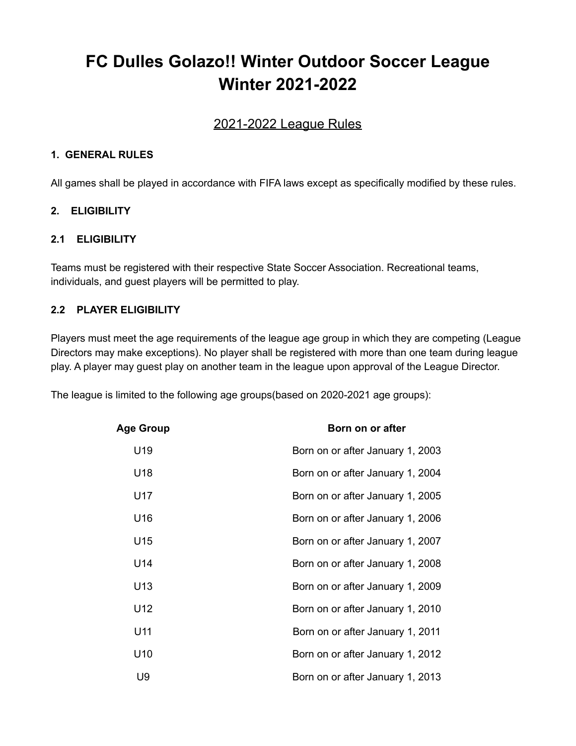# FC Dulles Golazo!! Winter Outdoor Soccer League Winter 2021-2022

## 2021-2022 League Rules

### 1. GENERAL RULES

All games shall be played in accordance with FIFA laws except as specifically modified by these rules.

### 2. ELIGIBILITY

### 2.1 ELIGIBILITY

Teams must be registered with their respective State Soccer Association. Recreational teams, individuals, and guest players will be permitted to play.

### 2.2 PLAYER ELIGIBILITY

Players must meet the age requirements of the league age group in which they are competing (League Directors may make exceptions). No player shall be registered with more than one team during league play. A player may guest play on another team in the league upon approval of the League Director.

The league is limited to the following age groups(based on 2020-2021 age groups):

| Age Group | Born on or after |
| --- | --- |
| U19 | Born on or after January 1, 2003 |
| U18 | Born on or after January 1, 2004 |
| U17 | Born on or after January 1, 2005 |
| U16 | Born on or after January 1, 2006 |
| U15 | Born on or after January 1, 2007 |
| U14 | Born on or after January 1, 2008 |
| U13 | Born on or after January 1, 2009 |
| U12 | Born on or after January 1, 2010 |
| U11 | Born on or after January 1, 2011 |
| U10 | Born on or after January 1, 2012 |
| U9 | Born on or after January 1, 2013 |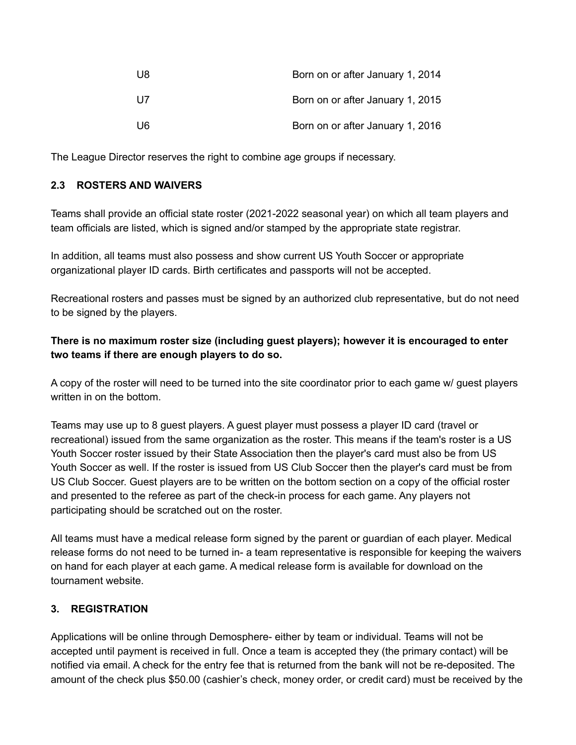| | |
|---|---|
| U8 | Born on or after January 1, 2014 |
| U7 | Born on or after January 1, 2015 |
| U6 | Born on or after January 1, 2016 |

The League Director reserves the right to combine age groups if necessary.

### 2.3 ROSTERS AND WAIVERS

Teams shall provide an official state roster (2021-2022 seasonal year) on which all team players and team officials are listed, which is signed and/or stamped by the appropriate state registrar.

In addition, all teams must also possess and show current US Youth Soccer or appropriate organizational player ID cards. Birth certificates and passports will not be accepted.

Recreational rosters and passes must be signed by an authorized club representative, but do not need to be signed by the players.

**There is no maximum roster size (including guest players); however it is encouraged to enter two teams if there are enough players to do so.**

A copy of the roster will need to be turned into the site coordinator prior to each game w/ guest players written in on the bottom.

Teams may use up to 8 guest players. A guest player must possess a player ID card (travel or recreational) issued from the same organization as the roster. This means if the team's roster is a US Youth Soccer roster issued by their State Association then the player's card must also be from US Youth Soccer as well. If the roster is issued from US Club Soccer then the player's card must be from US Club Soccer. Guest players are to be written on the bottom section on a copy of the official roster and presented to the referee as part of the check-in process for each game. Any players not participating should be scratched out on the roster.

All teams must have a medical release form signed by the parent or guardian of each player. Medical release forms do not need to be turned in- a team representative is responsible for keeping the waivers on hand for each player at each game. A medical release form is available for download on the tournament website.

## 3. REGISTRATION

Applications will be online through Demosphere- either by team or individual. Teams will not be accepted until payment is received in full. Once a team is accepted they (the primary contact) will be notified via email. A check for the entry fee that is returned from the bank will not be re-deposited. The amount of the check plus $50.00 (cashier's check, money order, or credit card) must be received by the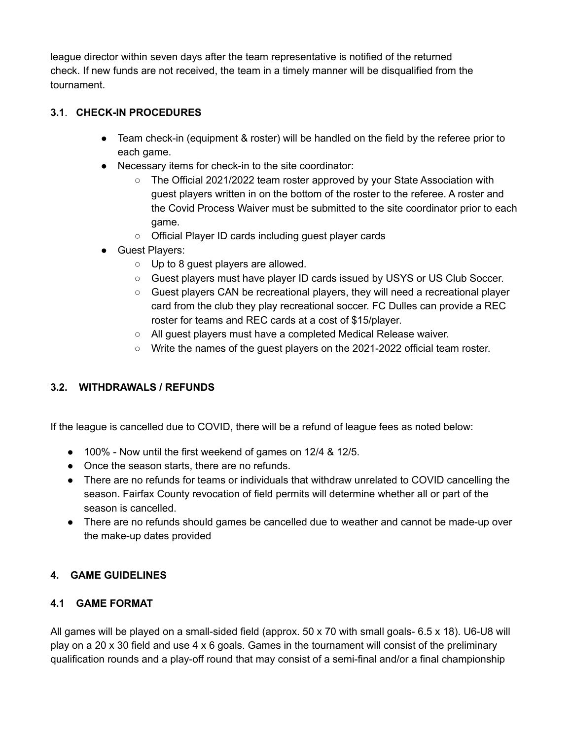league director within seven days after the team representative is notified of the returned check. If new funds are not received, the team in a timely manner will be disqualified from the tournament.

### 3.1. CHECK-IN PROCEDURES

- Team check-in (equipment & roster) will be handled on the field by the referee prior to each game.
- Necessary items for check-in to the site coordinator:
  - The Official 2021/2022 team roster approved by your State Association with guest players written in on the bottom of the roster to the referee. A roster and the Covid Process Waiver must be submitted to the site coordinator prior to each game.
  - Official Player ID cards including guest player cards
- Guest Players:
  - Up to 8 guest players are allowed.
  - Guest players must have player ID cards issued by USYS or US Club Soccer.
  - Guest players CAN be recreational players, they will need a recreational player card from the club they play recreational soccer. FC Dulles can provide a REC roster for teams and REC cards at a cost of $15/player.
  - All guest players must have a completed Medical Release waiver.
  - Write the names of the guest players on the 2021-2022 official team roster.

### 3.2. WITHDRAWALS / REFUNDS

If the league is cancelled due to COVID, there will be a refund of league fees as noted below:

- 100% - Now until the first weekend of games on 12/4 & 12/5.
- Once the season starts, there are no refunds.
- There are no refunds for teams or individuals that withdraw unrelated to COVID cancelling the season. Fairfax County revocation of field permits will determine whether all or part of the season is cancelled.
- There are no refunds should games be cancelled due to weather and cannot be made-up over the make-up dates provided

## 4. GAME GUIDELINES

### 4.1 GAME FORMAT

All games will be played on a small-sided field (approx. 50 x 70 with small goals- 6.5 x 18). U6-U8 will play on a 20 x 30 field and use 4 x 6 goals. Games in the tournament will consist of the preliminary qualification rounds and a play-off round that may consist of a semi-final and/or a final championship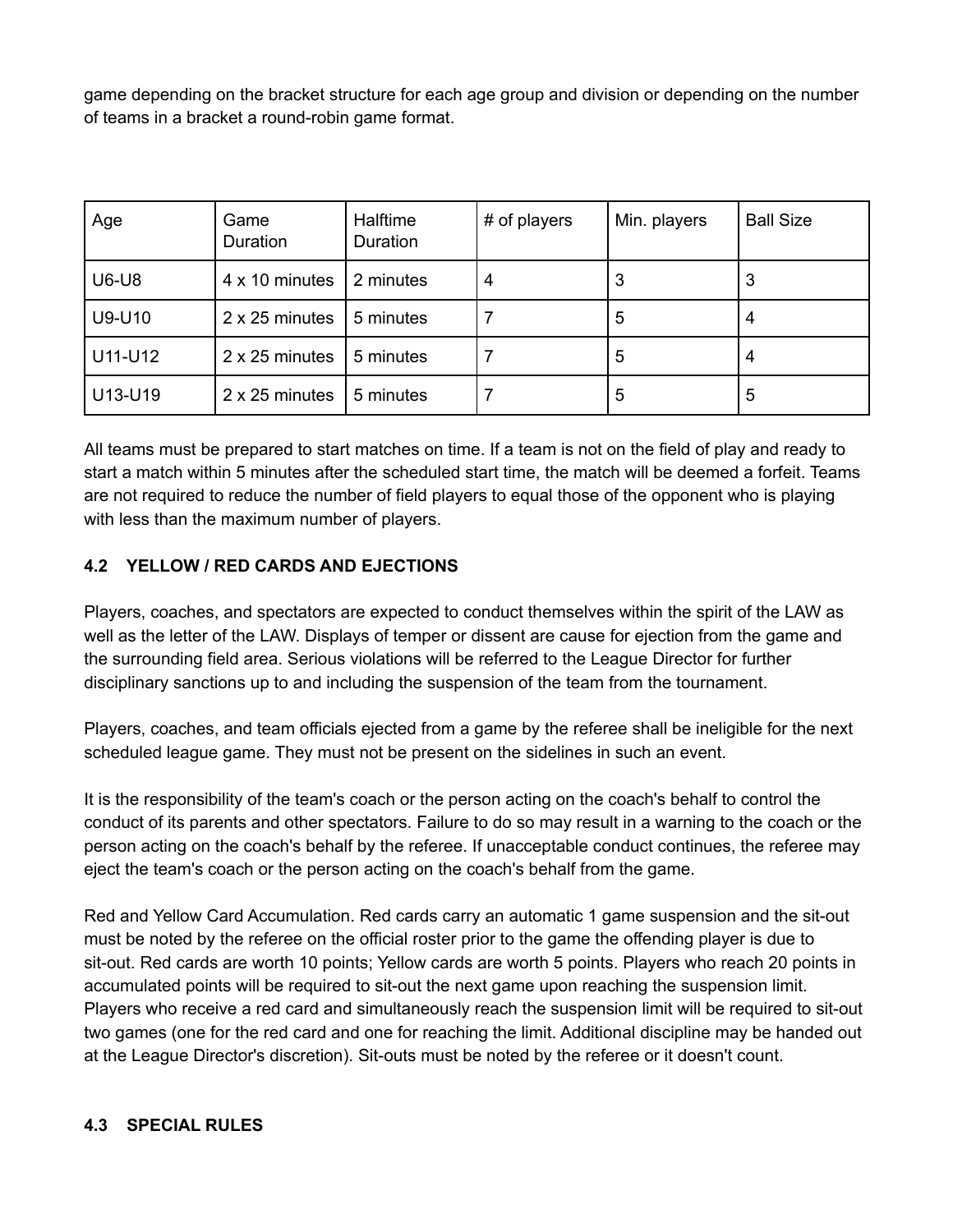game depending on the bracket structure for each age group and division or depending on the number of teams in a bracket a round-robin game format.

| Age | Game Duration | Halftime Duration | # of players | Min. players | Ball Size |
|---|---|---|---|---|---|
| U6-U8 | 4 x 10 minutes | 2 minutes | 4 | 3 | 3 |
| U9-U10 | 2 x 25 minutes | 5 minutes | 7 | 5 | 4 |
| U11-U12 | 2 x 25 minutes | 5 minutes | 7 | 5 | 4 |
| U13-U19 | 2 x 25 minutes | 5 minutes | 7 | 5 | 5 |

All teams must be prepared to start matches on time. If a team is not on the field of play and ready to start a match within 5 minutes after the scheduled start time, the match will be deemed a forfeit. Teams are not required to reduce the number of field players to equal those of the opponent who is playing with less than the maximum number of players.

### 4.2 YELLOW / RED CARDS AND EJECTIONS

Players, coaches, and spectators are expected to conduct themselves within the spirit of the LAW as well as the letter of the LAW. Displays of temper or dissent are cause for ejection from the game and the surrounding field area. Serious violations will be referred to the League Director for further disciplinary sanctions up to and including the suspension of the team from the tournament.

Players, coaches, and team officials ejected from a game by the referee shall be ineligible for the next scheduled league game. They must not be present on the sidelines in such an event.

It is the responsibility of the team's coach or the person acting on the coach's behalf to control the conduct of its parents and other spectators. Failure to do so may result in a warning to the coach or the person acting on the coach's behalf by the referee. If unacceptable conduct continues, the referee may eject the team's coach or the person acting on the coach's behalf from the game.

Red and Yellow Card Accumulation. Red cards carry an automatic 1 game suspension and the sit-out must be noted by the referee on the official roster prior to the game the offending player is due to sit-out. Red cards are worth 10 points; Yellow cards are worth 5 points. Players who reach 20 points in accumulated points will be required to sit-out the next game upon reaching the suspension limit. Players who receive a red card and simultaneously reach the suspension limit will be required to sit-out two games (one for the red card and one for reaching the limit. Additional discipline may be handed out at the League Director's discretion). Sit-outs must be noted by the referee or it doesn't count.

### 4.3 SPECIAL RULES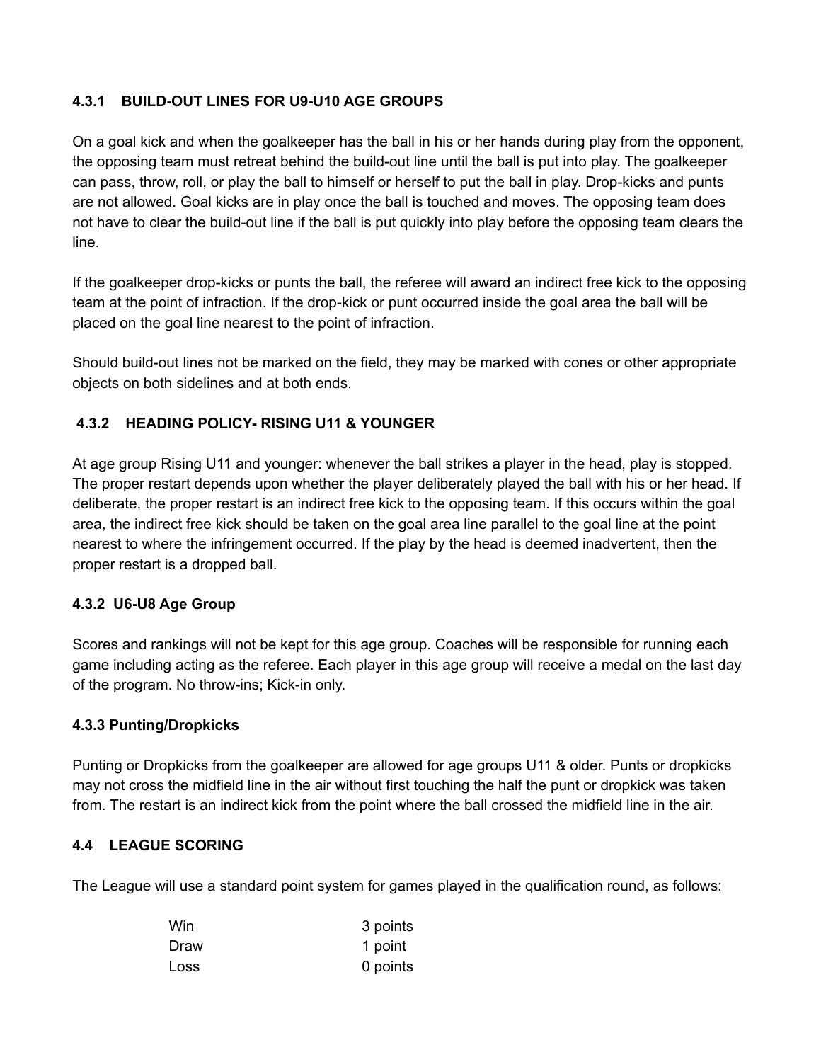### 4.3.1 BUILD-OUT LINES FOR U9-U10 AGE GROUPS

On a goal kick and when the goalkeeper has the ball in his or her hands during play from the opponent, the opposing team must retreat behind the build-out line until the ball is put into play. The goalkeeper can pass, throw, roll, or play the ball to himself or herself to put the ball in play. Drop-kicks and punts are not allowed. Goal kicks are in play once the ball is touched and moves. The opposing team does not have to clear the build-out line if the ball is put quickly into play before the opposing team clears the line.

If the goalkeeper drop-kicks or punts the ball, the referee will award an indirect free kick to the opposing team at the point of infraction. If the drop-kick or punt occurred inside the goal area the ball will be placed on the goal line nearest to the point of infraction.

Should build-out lines not be marked on the field, they may be marked with cones or other appropriate objects on both sidelines and at both ends.

### 4.3.2 HEADING POLICY- RISING U11 & YOUNGER

At age group Rising U11 and younger: whenever the ball strikes a player in the head, play is stopped. The proper restart depends upon whether the player deliberately played the ball with his or her head. If deliberate, the proper restart is an indirect free kick to the opposing team. If this occurs within the goal area, the indirect free kick should be taken on the goal area line parallel to the goal line at the point nearest to where the infringement occurred. If the play by the head is deemed inadvertent, then the proper restart is a dropped ball.

### 4.3.2 U6-U8 Age Group

Scores and rankings will not be kept for this age group. Coaches will be responsible for running each game including acting as the referee. Each player in this age group will receive a medal on the last day of the program. No throw-ins; Kick-in only.

### 4.3.3 Punting/Dropkicks

Punting or Dropkicks from the goalkeeper are allowed for age groups U11 & older. Punts or dropkicks may not cross the midfield line in the air without first touching the half the punt or dropkick was taken from. The restart is an indirect kick from the point where the ball crossed the midfield line in the air.

## 4.4 LEAGUE SCORING

The League will use a standard point system for games played in the qualification round, as follows:

| | |
|---|---|
| Win | 3 points |
| Draw | 1 point |
| Loss | 0 points |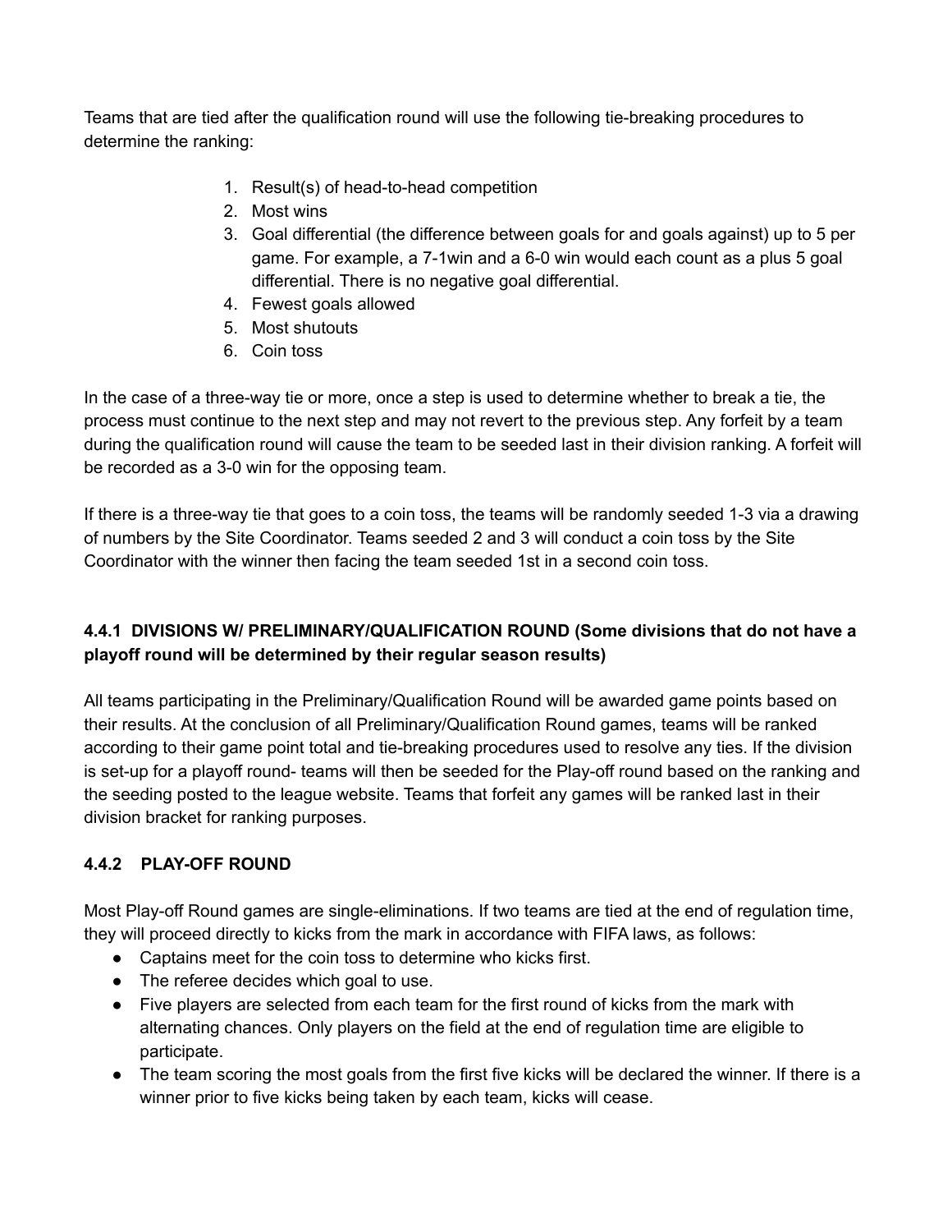Teams that are tied after the qualification round will use the following tie-breaking procedures to determine the ranking:

1. Result(s) of head-to-head competition
2. Most wins
3. Goal differential (the difference between goals for and goals against) up to 5 per game. For example, a 7-1win and a 6-0 win would each count as a plus 5 goal differential. There is no negative goal differential.
4. Fewest goals allowed
5. Most shutouts
6. Coin toss

In the case of a three-way tie or more, once a step is used to determine whether to break a tie, the process must continue to the next step and may not revert to the previous step. Any forfeit by a team during the qualification round will cause the team to be seeded last in their division ranking. A forfeit will be recorded as a 3-0 win for the opposing team.

If there is a three-way tie that goes to a coin toss, the teams will be randomly seeded 1-3 via a drawing of numbers by the Site Coordinator. Teams seeded 2 and 3 will conduct a coin toss by the Site Coordinator with the winner then facing the team seeded 1st in a second coin toss.

### 4.4.1 DIVISIONS W/ PRELIMINARY/QUALIFICATION ROUND (Some divisions that do not have a playoff round will be determined by their regular season results)

All teams participating in the Preliminary/Qualification Round will be awarded game points based on their results. At the conclusion of all Preliminary/Qualification Round games, teams will be ranked according to their game point total and tie-breaking procedures used to resolve any ties. If the division is set-up for a playoff round- teams will then be seeded for the Play-off round based on the ranking and the seeding posted to the league website. Teams that forfeit any games will be ranked last in their division bracket for ranking purposes.

### 4.4.2 PLAY-OFF ROUND

Most Play-off Round games are single-eliminations. If two teams are tied at the end of regulation time, they will proceed directly to kicks from the mark in accordance with FIFA laws, as follows:

- Captains meet for the coin toss to determine who kicks first.
- The referee decides which goal to use.
- Five players are selected from each team for the first round of kicks from the mark with alternating chances. Only players on the field at the end of regulation time are eligible to participate.
- The team scoring the most goals from the first five kicks will be declared the winner. If there is a winner prior to five kicks being taken by each team, kicks will cease.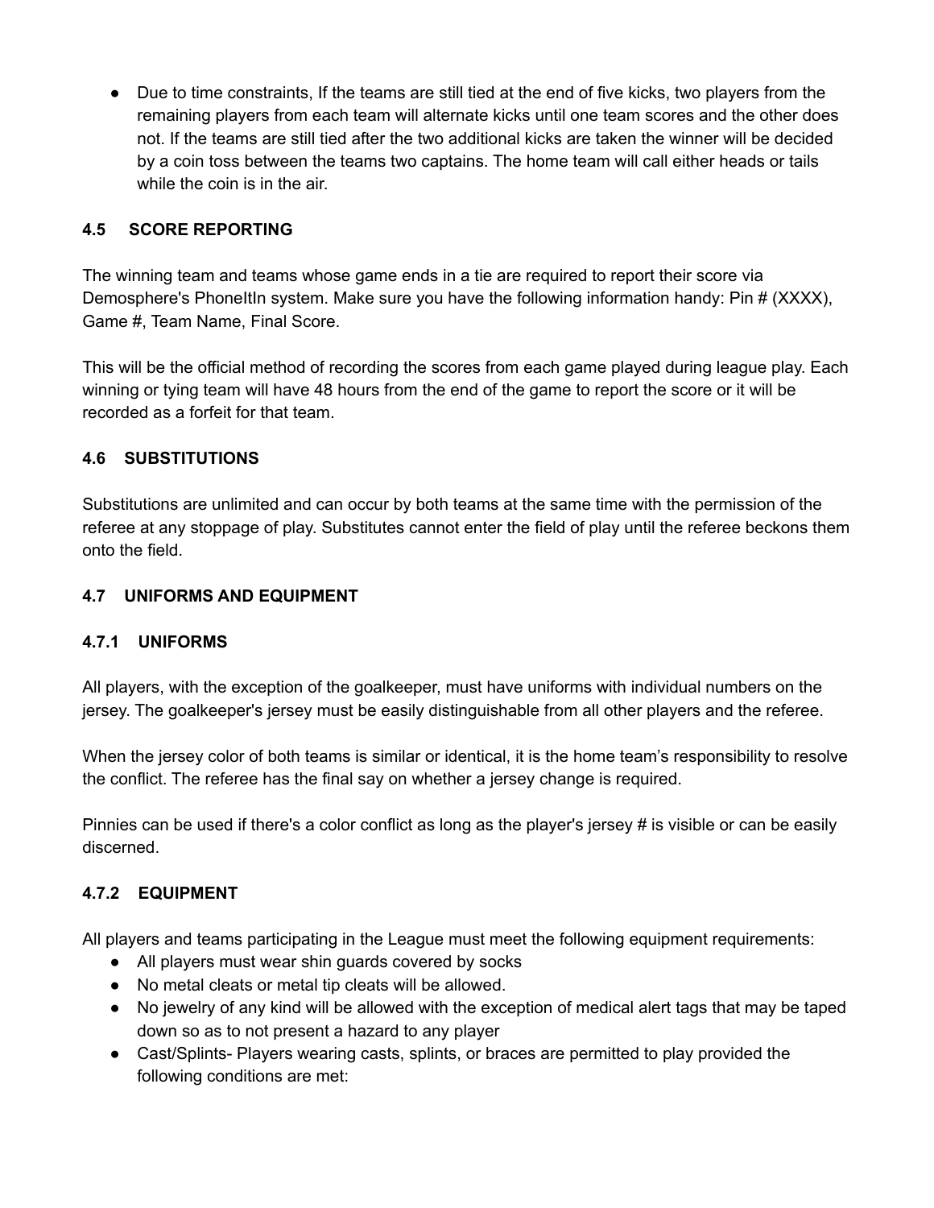- Due to time constraints, If the teams are still tied at the end of five kicks, two players from the remaining players from each team will alternate kicks until one team scores and the other does not. If the teams are still tied after the two additional kicks are taken the winner will be decided by a coin toss between the teams two captains. The home team will call either heads or tails while the coin is in the air.

### 4.5 SCORE REPORTING

The winning team and teams whose game ends in a tie are required to report their score via Demosphere's PhoneItIn system. Make sure you have the following information handy: Pin # (XXXX), Game #, Team Name, Final Score.

This will be the official method of recording the scores from each game played during league play. Each winning or tying team will have 48 hours from the end of the game to report the score or it will be recorded as a forfeit for that team.

### 4.6 SUBSTITUTIONS

Substitutions are unlimited and can occur by both teams at the same time with the permission of the referee at any stoppage of play. Substitutes cannot enter the field of play until the referee beckons them onto the field.

### 4.7 UNIFORMS AND EQUIPMENT

#### 4.7.1 UNIFORMS

All players, with the exception of the goalkeeper, must have uniforms with individual numbers on the jersey. The goalkeeper's jersey must be easily distinguishable from all other players and the referee.

When the jersey color of both teams is similar or identical, it is the home team's responsibility to resolve the conflict. The referee has the final say on whether a jersey change is required.

Pinnies can be used if there's a color conflict as long as the player's jersey # is visible or can be easily discerned.

#### 4.7.2 EQUIPMENT

All players and teams participating in the League must meet the following equipment requirements:

- All players must wear shin guards covered by socks
- No metal cleats or metal tip cleats will be allowed.
- No jewelry of any kind will be allowed with the exception of medical alert tags that may be taped down so as to not present a hazard to any player
- Cast/Splints- Players wearing casts, splints, or braces are permitted to play provided the following conditions are met: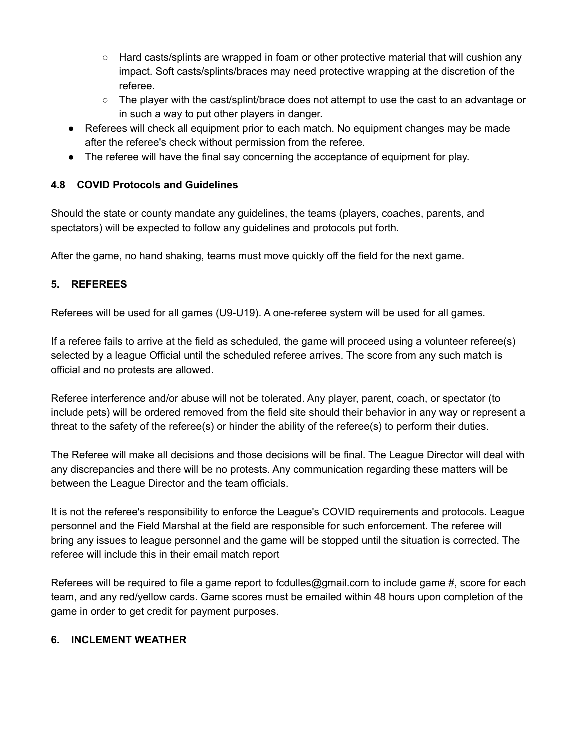- Hard casts/splints are wrapped in foam or other protective material that will cushion any impact. Soft casts/splints/braces may need protective wrapping at the discretion of the referee.
    - The player with the cast/splint/brace does not attempt to use the cast to an advantage or in such a way to put other players in danger.
- Referees will check all equipment prior to each match. No equipment changes may be made after the referee's check without permission from the referee.
- The referee will have the final say concerning the acceptance of equipment for play.

### 4.8 COVID Protocols and Guidelines

Should the state or county mandate any guidelines, the teams (players, coaches, parents, and spectators) will be expected to follow any guidelines and protocols put forth.

After the game, no hand shaking, teams must move quickly off the field for the next game.

## 5. REFEREES

Referees will be used for all games (U9-U19). A one-referee system will be used for all games.

If a referee fails to arrive at the field as scheduled, the game will proceed using a volunteer referee(s) selected by a league Official until the scheduled referee arrives. The score from any such match is official and no protests are allowed.

Referee interference and/or abuse will not be tolerated. Any player, parent, coach, or spectator (to include pets) will be ordered removed from the field site should their behavior in any way or represent a threat to the safety of the referee(s) or hinder the ability of the referee(s) to perform their duties.

The Referee will make all decisions and those decisions will be final. The League Director will deal with any discrepancies and there will be no protests. Any communication regarding these matters will be between the League Director and the team officials.

It is not the referee's responsibility to enforce the League's COVID requirements and protocols. League personnel and the Field Marshal at the field are responsible for such enforcement. The referee will bring any issues to league personnel and the game will be stopped until the situation is corrected. The referee will include this in their email match report

Referees will be required to file a game report to fcdulles@gmail.com to include game #, score for each team, and any red/yellow cards. Game scores must be emailed within 48 hours upon completion of the game in order to get credit for payment purposes.

## 6. INCLEMENT WEATHER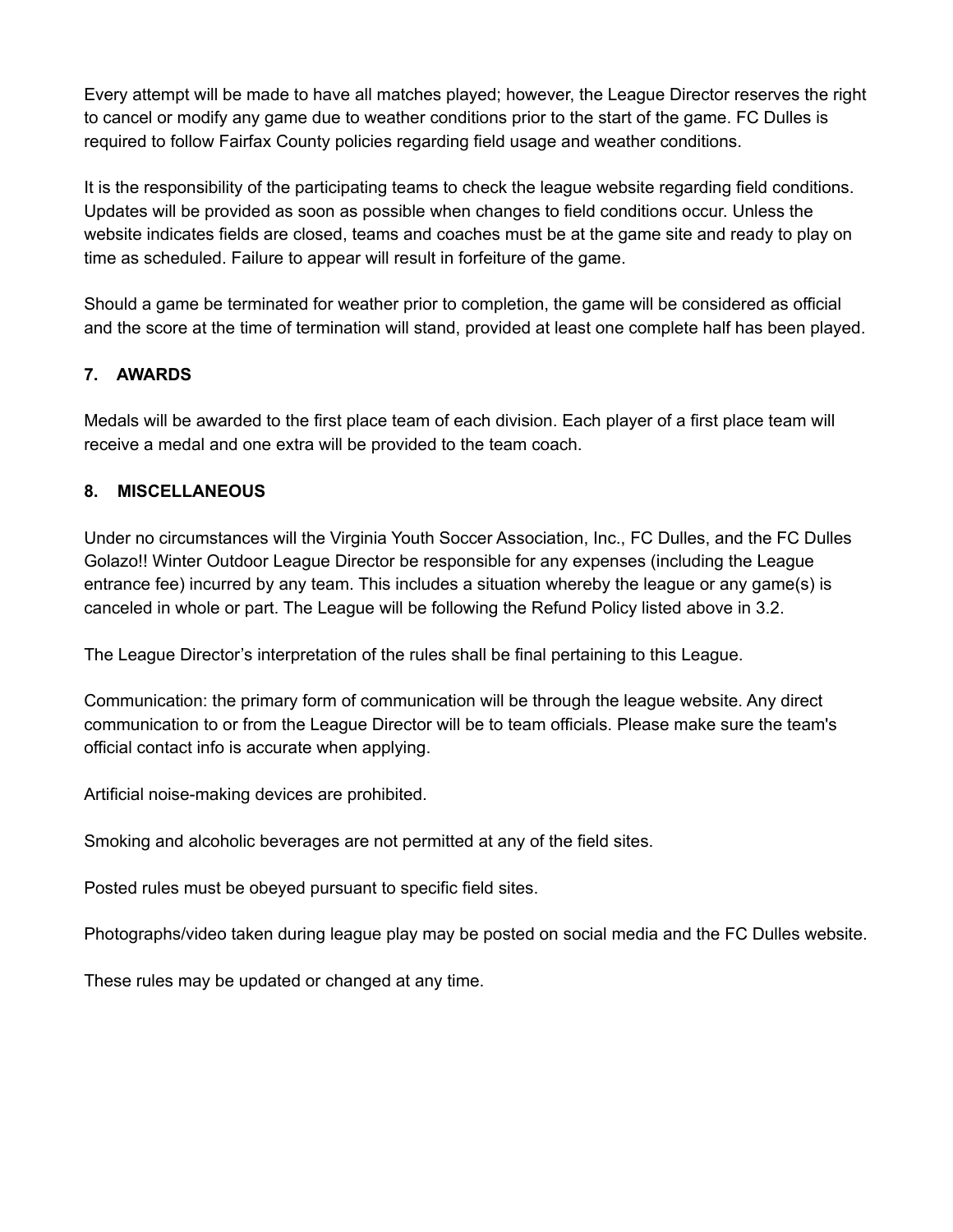Every attempt will be made to have all matches played; however, the League Director reserves the right to cancel or modify any game due to weather conditions prior to the start of the game. FC Dulles is required to follow Fairfax County policies regarding field usage and weather conditions.

It is the responsibility of the participating teams to check the league website regarding field conditions. Updates will be provided as soon as possible when changes to field conditions occur. Unless the website indicates fields are closed, teams and coaches must be at the game site and ready to play on time as scheduled. Failure to appear will result in forfeiture of the game.

Should a game be terminated for weather prior to completion, the game will be considered as official and the score at the time of termination will stand, provided at least one complete half has been played.

## 7. AWARDS

Medals will be awarded to the first place team of each division. Each player of a first place team will receive a medal and one extra will be provided to the team coach.

## 8. MISCELLANEOUS

Under no circumstances will the Virginia Youth Soccer Association, Inc., FC Dulles, and the FC Dulles Golazo!! Winter Outdoor League Director be responsible for any expenses (including the League entrance fee) incurred by any team. This includes a situation whereby the league or any game(s) is canceled in whole or part. The League will be following the Refund Policy listed above in 3.2.

The League Director's interpretation of the rules shall be final pertaining to this League.

Communication: the primary form of communication will be through the league website. Any direct communication to or from the League Director will be to team officials. Please make sure the team's official contact info is accurate when applying.

Artificial noise-making devices are prohibited.

Smoking and alcoholic beverages are not permitted at any of the field sites.

Posted rules must be obeyed pursuant to specific field sites.

Photographs/video taken during league play may be posted on social media and the FC Dulles website.

These rules may be updated or changed at any time.